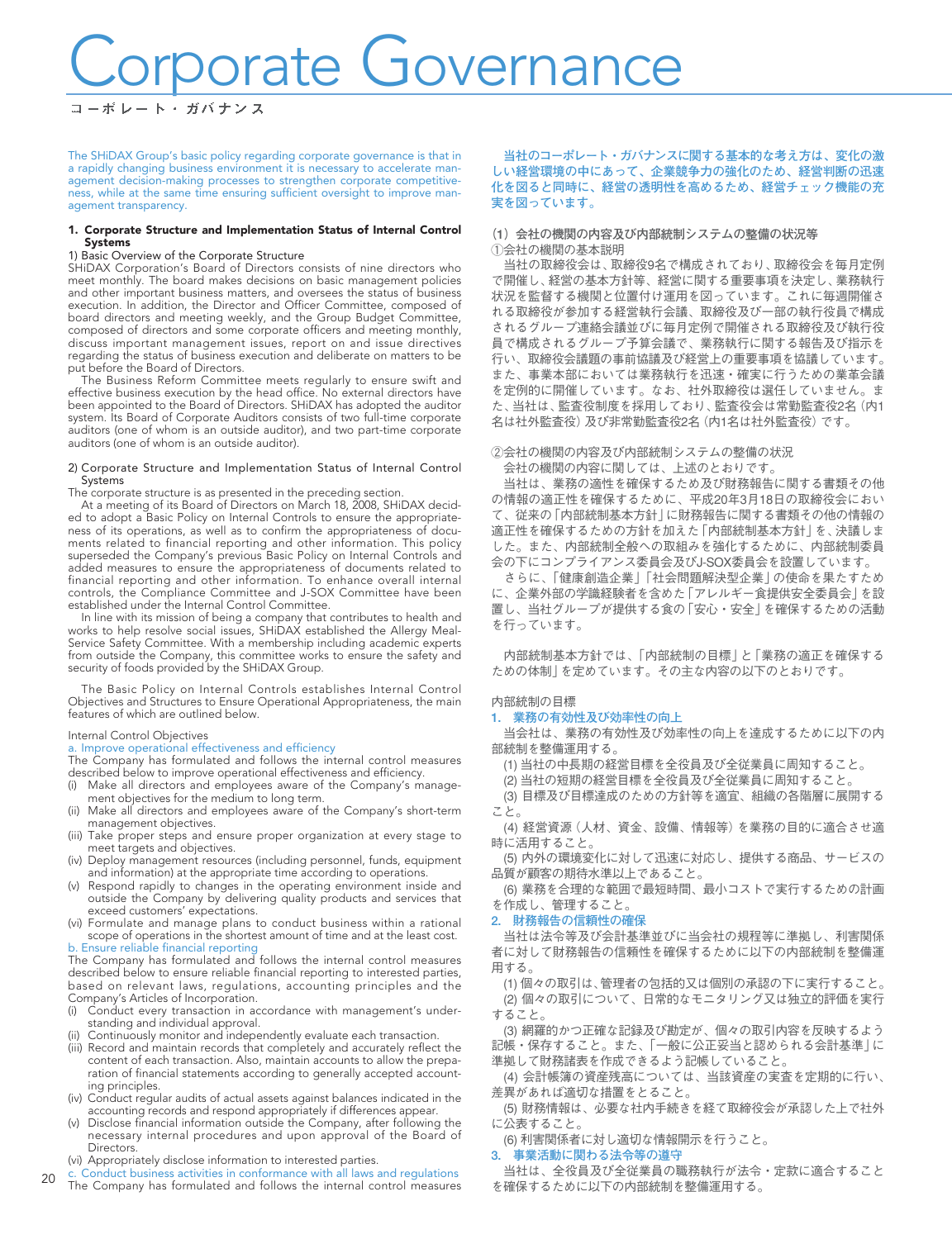# Corporate Governance

コーポレート・ガバナンス

The SHiDAX Group's basic policy regarding corporate governance is that in a rapidly changing business environment it is necessary to accelerate management decision-making processes to strengthen corporate competitiveness, while at the same time ensuring sufficient oversight to improve management transparency.

## 1. Corporate Structure and Implementation Status of Internal Control Systems

1) Basic Overview of the Corporate Structure

SHiDAX Corporation's Board of Directors consists of nine directors who meet monthly. The board makes decisions on basic management policies and other important business matters, and oversees the status of business execution. In addition, the Director and Officer Committee, composed of board directors and meeting weekly, and the Group Budget Committee, composed of directors and some corporate officers and meeting monthly, discuss important management issues, report on and issue directives regarding the status of business execution and deliberate on matters to be put before the Board of Directors.

The Business Reform Committee meets regularly to ensure swift and effective business execution by the head office. No external directors have been appointed to the Board of Directors. SHiDAX has adopted the auditor system. Its Board of Corporate Auditors consists of two full-time corporate auditors (one of whom is an outside auditor), and two part-time corporate auditors (one of whom is an outside auditor).

2) Corporate Structure and Implementation Status of Internal Control Systems

The corporate structure is as presented in the preceding section.

At a meeting of its Board of Directors on March 18, 2008, SHiDAX decided to adopt a Basic Policy on Internal Controls to ensure the appropriateness of its operations, as well as to confirm the appropriateness of documents related to financial reporting and other information. This policy superseded the Company's previous Basic Policy on Internal Controls and added measures to ensure the appropriateness of documents related to financial reporting and other information. To enhance overall internal controls, the Compliance Committee and J-SOX Committee have been established under the Internal Control Committee.

In line with its mission of being a company that contributes to health and works to help resolve social issues, SHiDAX established the Allergy Meal-Service Safety Committee. With a membership including academic experts from outside the Company, this committee works to ensure the safety and security of foods provided by the SHiDAX Group.

The Basic Policy on Internal Controls establishes Internal Control Objectives and Structures to Ensure Operational Appropriateness, the main features of which are outlined below.

Internal Control Objectives

a. Improve operational effectiveness and efficiency

The Company has formulated and follows the internal control measures described below to improve operational effectiveness and efficiency.

(i) Make all directors and employees aware of the Company's management objectives for the medium to long term.
(ii) Make all directors and employees aware of the Company's short-term management objectives.
(iii) Take proper steps and ensure proper organization at every stage to meet targets and objectives.
(iv) Deploy management resources (including personnel, funds, equipment and information) at the appropriate time according to operations.
(v) Respond rapidly to changes in the operating environment inside and outside the Company by delivering quality products and services that exceed customers' expectations.
(vi) Formulate and manage plans to conduct business within a rational scope of operations in the shortest amount of time and at the least cost.

b. Ensure reliable financial reporting

The Company has formulated and follows the internal control measures described below to ensure reliable financial reporting to interested parties, based on relevant laws, regulations, accounting principles and the Company's Articles of Incorporation.

(i) Conduct every transaction in accordance with management's understanding and individual approval.
(ii) Continuously monitor and independently evaluate each transaction.
(iii) Record and maintain records that completely and accurately reflect the content of each transaction. Also, maintain accounts to allow the preparation of financial statements according to generally accepted accounting principles.
(iv) Conduct regular audits of actual assets against balances indicated in the accounting records and respond appropriately if differences appear.
(v) Disclose financial information outside the Company, after following the necessary internal procedures and upon approval of the Board of Directors.
(vi) Appropriately disclose information to interested parties.

c. Conduct business activities in conformance with all laws and regulations

The Company has formulated and follows the internal control measures

当社のコーポレート・ガバナンスに関する基本的な考え方は、変化の激しい経営環境の中にあって、企業競争力の強化のため、経営判断の迅速化を図ると同時に、経営の透明性を高めるため、経営チェック機能の充実を図っています。

（1）会社の機関の内容及び内部統制システムの整備の状況等

①会社の機関の基本説明

当社の取締役会は、取締役9名で構成されており、取締役会を毎月定例で開催し、経営の基本方針等、経営に関する重要事項を決定し、業務執行状況を監督する機関と位置付け運用を図っています。これに毎週開催される取締役が参加する経営執行会議、取締役及び一部の執行役員で構成されるグループ連絡会議並びに毎月定例で開催される取締役及び執行役員で構成されるグループ予算会議で、業務執行に関する報告及び指示を行い、取締役会議題の事前協議及び経営上の重要事項を協議しています。また、事業本部においては業務執行を迅速・確実に行うための業革会議を定例的に開催しています。なお、社外取締役は選任していません。また、当社は、監査役制度を採用しており、監査役会は常勤監査役2名（内1名は社外監査役）及び非常勤監査役2名（内1名は社外監査役）です。

②会社の機関の内容及び内部統制システムの整備の状況

会社の機関の内容に関しては、上述のとおりです。

当社は、業務の適性を確保するため及び財務報告に関する書類その他の情報の適正性を確保するために、平成20年3月18日の取締役会において、従来の「内部統制基本方針」に財務報告に関する書類その他の情報の適正性を確保するための方針を加えた「内部統制基本方針」を、決議しました。また、内部統制全般への取組みを強化するために、内部統制委員会の下にコンプライアンス委員会及びJ-SOX委員会を設置しています。

さらに、「健康創造企業」「社会問題解決型企業」の使命を果たすために、企業外部の学識経験者を含めた「アレルギー食提供安全委員会」を設置し、当社グループが提供する食の「安心・安全」を確保するための活動を行っています。

内部統制基本方針では、「内部統制の目標」と「業務の適正を確保するための体制」を定めています。その主な内容の以下のとおりです。

内部統制の目標

1. 業務の有効性及び効率性の向上

当会社は、業務の有効性及び効率性の向上を達成するために以下の内部統制を整備運用する。

(1) 当社の中長期の経営目標を全役員及び全従業員に周知すること。
(2) 当社の短期の経営目標を全役員及び全従業員に周知すること。
(3) 目標及び目標達成のための方針等を適宜、組織の各階層に展開すること。
(4) 経営資源（人材、資金、設備、情報等）を業務の目的に適合させ適時に活用すること。
(5) 内外の環境変化に対して迅速に対応し、提供する商品、サービスの品質が顧客の期待水準以上であること。
(6) 業務を合理的な範囲で最短時間、最小コストで実行するための計画を作成し、管理すること。

2. 財務報告の信頼性の確保

当社は法令等及び会計基準並びに当会社の規程等に準拠し、利害関係者に対して財務報告の信頼性を確保するために以下の内部統制を整備運用する。

(1) 個々の取引は、管理者の包括的又は個別の承認の下に実行すること。
(2) 個々の取引について、日常的なモニタリング又は独立的評価を実行すること。
(3) 網羅的かつ正確な記録及び勘定が、個々の取引内容を反映するよう記帳・保存すること。また、「一般に公正妥当と認められる会計基準」に準拠して財務諸表を作成できるよう記帳していること。
(4) 会計帳簿の資産残高については、当該資産の実査を定期的に行い、差異があれば適切な措置をとること。
(5) 財務情報は、必要な社内手続きを経て取締役会が承認した上で社外に公表すること。
(6) 利害関係者に対し適切な情報開示を行うこと。

3. 事業活動に関わる法令等の遵守

当社は、全役員及び全従業員の職務執行が法令・定款に適合することを確保するために以下の内部統制を整備運用する。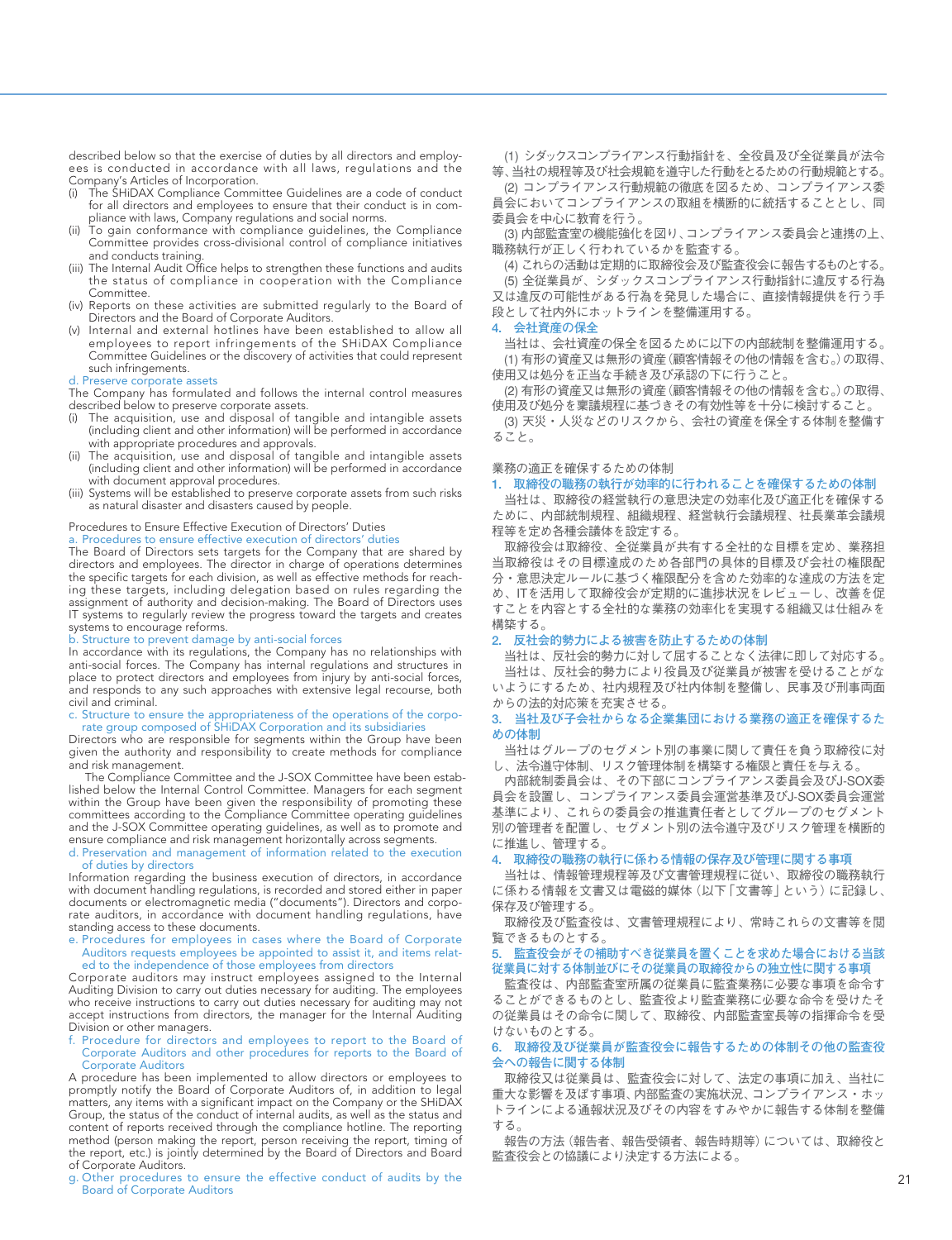described below so that the exercise of duties by all directors and employees is conducted in accordance with all laws, regulations and the Company's Articles of Incorporation.

(i) The SHiDAX Compliance Committee Guidelines are a code of conduct for all directors and employees to ensure that their conduct is in compliance with laws, Company regulations and social norms.
(ii) To gain conformance with compliance guidelines, the Compliance Committee provides cross-divisional control of compliance initiatives and conducts training.
(iii) The Internal Audit Office helps to strengthen these functions and audits the status of compliance in cooperation with the Compliance Committee.
(iv) Reports on these activities are submitted regularly to the Board of Directors and the Board of Corporate Auditors.
(v) Internal and external hotlines have been established to allow all employees to report infringements of the SHiDAX Compliance Committee Guidelines or the discovery of activities that could represent such infringements.

d. Preserve corporate assets

The Company has formulated and follows the internal control measures described below to preserve corporate assets.

(i) The acquisition, use and disposal of tangible and intangible assets (including client and other information) will be performed in accordance with appropriate procedures and approvals.
(ii) The acquisition, use and disposal of tangible and intangible assets (including client and other information) will be performed in accordance with document approval procedures.
(iii) Systems will be established to preserve corporate assets from such risks as natural disaster and disasters caused by people.

Procedures to Ensure Effective Execution of Directors' Duties

a. Procedures to ensure effective execution of directors' duties

The Board of Directors sets targets for the Company that are shared by directors and employees. The director in charge of operations determines the specific targets for each division, as well as effective methods for reaching these targets, including delegation based on rules regarding the assignment of authority and decision-making. The Board of Directors uses IT systems to regularly review the progress toward the targets and creates systems to encourage reforms.

b. Structure to prevent damage by anti-social forces

In accordance with its regulations, the Company has no relationships with anti-social forces. The Company has internal regulations and structures in place to protect directors and employees from injury by anti-social forces, and responds to any such approaches with extensive legal recourse, both civil and criminal.

c. Structure to ensure the appropriateness of the operations of the corporate group composed of SHiDAX Corporation and its subsidiaries

Directors who are responsible for segments within the Group have been given the authority and responsibility to create methods for compliance and risk management.

The Compliance Committee and the J-SOX Committee have been established below the Internal Control Committee. Managers for each segment within the Group have been given the responsibility of promoting these committees according to the Compliance Committee operating guidelines and the J-SOX Committee operating guidelines, as well as to promote and ensure compliance and risk management horizontally across segments.

d. Preservation and management of information related to the execution of duties by directors

Information regarding the business execution of directors, in accordance with document handling regulations, is recorded and stored either in paper documents or electromagnetic media ("documents"). Directors and corporate auditors, in accordance with document handling regulations, have standing access to these documents.

e. Procedures for employees in cases where the Board of Corporate Auditors requests employees be appointed to assist it, and items related to the independence of those employees from directors

Corporate auditors may instruct employees assigned to the Internal Auditing Division to carry out duties necessary for auditing. The employees who receive instructions to carry out duties necessary for auditing may not accept instructions from directors, the manager for the Internal Auditing Division or other managers.

f. Procedure for directors and employees to report to the Board of Corporate Auditors and other procedures for reports to the Board of Corporate Auditors

A procedure has been implemented to allow directors or employees to promptly notify the Board of Corporate Auditors of, in addition to legal matters, any items with a significant impact on the Company or the SHiDAX Group, the status of the conduct of internal audits, as well as the status and content of reports received through the compliance hotline. The reporting method (person making the report, person receiving the report, timing of the report, etc.) is jointly determined by the Board of Directors and Board of Corporate Auditors.

g. Other procedures to ensure the effective conduct of audits by the Board of Corporate Auditors

(1) シダックスコンプライアンス行動指針を、全役員及び全従業員が法令等、当社の規程等及び社会規範を遵守した行動をとるための行動規範とする。
(2) コンプライアンス行動規範の徹底を図るため、コンプライアンス委員会においてコンプライアンスの取組を横断的に統括することとし、同委員会を中心に教育を行う。
(3) 内部監査室の機能強化を図り、コンプライアンス委員会と連携の上、職務執行が正しく行われているかを監査する。
(4) これらの活動は定期的に取締役会及び監査役会に報告するものとする。
(5) 全従業員が、シダックスコンプライアンス行動指針に違反する行為又は違反の可能性がある行為を発見した場合に、直接情報提供を行う手段として社内外にホットラインを整備運用する。

4. 会社資産の保全

当社は、会社資産の保全を図るために以下の内部統制を整備運用する。
(1) 有形の資産又は無形の資産（顧客情報その他の情報を含む。）の取得、使用又は処分を正当な手続き及び承認の下に行うこと。
(2) 有形の資産又は無形の資産（顧客情報その他の情報を含む。）の取得、使用及び処分を稟議規程に基づきその有効性等を十分に検討すること。
(3) 天災・人災などのリスクから、会社の資産を保全する体制を整備すること。

業務の適正を確保するための体制

1. 取締役の職務の執行が効率的に行われることを確保するための体制

当社は、取締役の経営執行の意思決定の効率化及び適正化を確保するために、内部統制規程、組織規程、経営執行会議規程、社長業革会議規程等を定め各種会議体を設定する。

取締役会は取締役、全従業員が共有する全社的な目標を定め、業務担当取締役はその目標達成のため各部門の具体的目標及び会社の権限配分・意思決定ルールに基づく権限配分を含めた効率的な達成の方法を定め、ITを活用して取締役会が定期的に進捗状況をレビューし、改善を促すことを内容とする全社的な業務の効率化を実現する組織又は仕組みを構築する。

2. 反社会的勢力による被害を防止するための体制

当社は、反社会的勢力に対して屈することなく法律に即して対応する。
当社は、反社会的勢力により役員及び従業員が被害を受けることがないようにするため、社内規程及び社内体制を整備し、民事及び刑事両面からの法的対応策を充実させる。

3. 当社及び子会社からなる企業集団における業務の適正を確保するための体制

当社はグループのセグメント別の事業に関して責任を負う取締役に対し、法令遵守体制、リスク管理体制を構築する権限と責任を与える。
内部統制委員会は、その下部にコンプライアンス委員会及びJ-SOX委員会を設置し、コンプライアンス委員会運営基準及びJ-SOX委員会運営基準により、これらの委員会の推進責任者としてグループのセグメント別の管理者を配置し、セグメント別の法令遵守及びリスク管理を横断的に推進し、管理する。

4. 取締役の職務の執行に係わる情報の保存及び管理に関する事項

当社は、情報管理規程等及び文書管理規程に従い、取締役の職務執行に係わる情報を文書又は電磁的媒体（以下「文書等」という）に記録し、保存及び管理する。
取締役及び監査役は、文書管理規程により、常時これらの文書等を閲覧できるものとする。

5. 監査役会がその補助すべき従業員を置くことを求めた場合における当該従業員に対する体制並びにその従業員の取締役からの独立性に関する事項

監査役は、内部監査室所属の従業員に監査業務に必要な事項を命令することができるものとし、監査役より監査業務に必要な命令を受けたその従業員はその命令に関して、取締役、内部監査室長等の指揮命令を受けないものとする。

6. 取締役及び従業員が監査役会に報告するための体制その他の監査役会への報告に関する体制

取締役又は従業員は、監査役会に対して、法定の事項に加え、当社に重大な影響を及ぼす事項、内部監査の実施状況、コンプライアンス・ホットラインによる通報状況及びその内容をすみやかに報告する体制を整備する。
報告の方法（報告者、報告受領者、報告時期等）については、取締役と監査役会との協議により決定する方法による。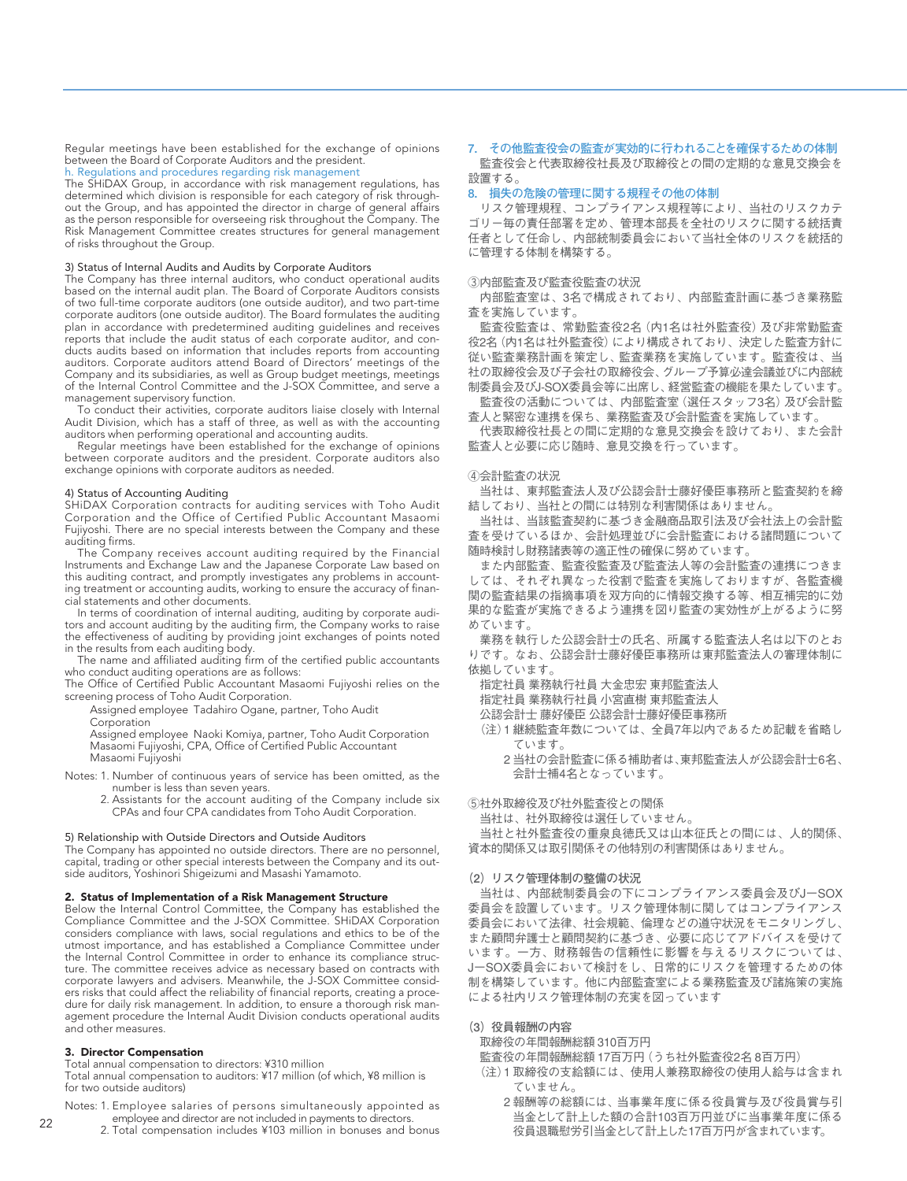Regular meetings have been established for the exchange of opinions between the Board of Corporate Auditors and the president.

h. Regulations and procedures regarding risk management

The SHiDAX Group, in accordance with risk management regulations, has determined which division is responsible for each category of risk throughout the Group, and has appointed the director in charge of general affairs as the person responsible for overseeing risk throughout the Company. The Risk Management Committee creates structures for general management of risks throughout the Group.

3) Status of Internal Audits and Audits by Corporate Auditors

The Company has three internal auditors, who conduct operational audits based on the internal audit plan. The Board of Corporate Auditors consists of two full-time corporate auditors (one outside auditor), and two part-time corporate auditors (one outside auditor). The Board formulates the auditing plan in accordance with predetermined auditing guidelines and receives reports that include the audit status of each corporate auditor, and conducts audits based on information that includes reports from accounting auditors. Corporate auditors attend Board of Directors' meetings of the Company and its subsidiaries, as well as Group budget meetings, meetings of the Internal Control Committee and the J-SOX Committee, and serve a management supervisory function.

To conduct their activities, corporate auditors liaise closely with Internal Audit Division, which has a staff of three, as well as with the accounting auditors when performing operational and accounting audits.

Regular meetings have been established for the exchange of opinions between corporate auditors and the president. Corporate auditors also exchange opinions with corporate auditors as needed.

4) Status of Accounting Auditing

SHiDAX Corporation contracts for auditing services with Toho Audit Corporation and the Office of Certified Public Accountant Masaomi Fujiyoshi. There are no special interests between the Company and these auditing firms.

The Company receives account auditing required by the Financial Instruments and Exchange Law and the Japanese Corporate Law based on this auditing contract, and promptly investigates any problems in accounting treatment or accounting audits, working to ensure the accuracy of financial statements and other documents.

In terms of coordination of internal auditing, auditing by corporate auditors and account auditing by the auditing firm, the Company works to raise the effectiveness of auditing by providing joint exchanges of points noted in the results from each auditing body.

The name and affiliated auditing firm of the certified public accountants who conduct auditing operations are as follows:

The Office of Certified Public Accountant Masaomi Fujiyoshi relies on the screening process of Toho Audit Corporation.

Assigned employee Tadahiro Ogane, partner, Toho Audit Corporation
Assigned employee Naoki Komiya, partner, Toho Audit Corporation
Masaomi Fujiyoshi, CPA, Office of Certified Public Accountant Masaomi Fujiyoshi

Notes: 1. Number of continuous years of service has been omitted, as the number is less than seven years.
2. Assistants for the account auditing of the Company include six CPAs and four CPA candidates from Toho Audit Corporation.

5) Relationship with Outside Directors and Outside Auditors

The Company has appointed no outside directors. There are no personnel, capital, trading or other special interests between the Company and its outside auditors, Yoshinori Shigeizumi and Masashi Yamamoto.

**2. Status of Implementation of a Risk Management Structure**

Below the Internal Control Committee, the Company has established the Compliance Committee and the J-SOX Committee. SHiDAX Corporation considers compliance with laws, social regulations and ethics to be of the utmost importance, and has established a Compliance Committee under the Internal Control Committee in order to enhance its compliance structure. The committee receives advice as necessary based on contracts with corporate lawyers and advisers. Meanwhile, the J-SOX Committee considers risks that could affect the reliability of financial reports, creating a procedure for daily risk management. In addition, to ensure a thorough risk management procedure the Internal Audit Division conducts operational audits and other measures.

**3. Director Compensation**

Total annual compensation to directors: ¥310 million
Total annual compensation to auditors: ¥17 million (of which, ¥8 million is for two outside auditors)

Notes: 1. Employee salaries of persons simultaneously appointed as employee and director are not included in payments to directors.
2. Total compensation includes ¥103 million in bonuses and bonus

7. その他監査役会の監査が実効的に行われることを確保するための体制

監査役会と代表取締役社長及び取締役との間の定期的な意見交換会を設置する。

8. 損失の危険の管理に関する規程その他の体制

リスク管理規程、コンプライアンス規程等により、当社のリスクカテゴリー毎の責任部署を定め、管理本部長を全社のリスクに関する統括責任者として任命し、内部統制委員会において当社全体のリスクを統括的に管理する体制を構築する。

③内部監査及び監査役監査の状況

内部監査室は、3名で構成されており、内部監査計画に基づき業務監査を実施しています。

監査役監査は、常勤監査役2名（内1名は社外監査役）及び非常勤監査役2名（内1名は社外監査役）により構成されており、決定した監査方針に従い監査業務計画を策定し、監査業務を実施しています。監査役は、当社の取締役会及び子会社の取締役会、グループ予算必達会議並びに内部統制委員会及びJ-SOX委員会等に出席し、経営監査の機能を果たしています。

監査役の活動については、内部監査室（選任スタッフ3名）及び会計監査人と緊密な連携を保ち、業務監査及び会計監査を実施しています。

代表取締役社長との間に定期的な意見交換会を設けており、また会計監査人と必要に応じ随時、意見交換を行っています。

④会計監査の状況

当社は、東邦監査法人及び公認会計士藤好優臣事務所と監査契約を締結しており、当社との間には特別な利害関係はありません。

当社は、当該監査契約に基づき金融商品取引法及び会社法上の会計監査を受けているほか、会計処理並びに会計監査における諸問題について随時検討し財務諸表等の適正性の確保に努めています。

また内部監査、監査役監査及び監査法人等の会計監査の連携につきましては、それぞれ異なった役割で監査を実施しておりますが、各監査機関の監査結果の指摘事項を双方向的に情報交換する等、相互補完的に効果的な監査が実施できるよう連携を図り監査の実効性が上がるように努めています。

業務を執行した公認会計士の氏名、所属する監査法人名は以下のとおりです。なお、公認会計士藤好優臣事務所は東邦監査法人の審理体制に依拠しています。

指定社員 業務執行社員 大金忠宏 東邦監査法人
指定社員 業務執行社員 小宮直樹 東邦監査法人
公認会計士 藤好優臣 公認会計士藤好優臣事務所

（注）1 継続監査年数については、全員7年以内であるため記載を省略しています。
2 当社の会計監査に係る補助者は、東邦監査法人が公認会計士6名、会計士補4名となっています。

⑤社外取締役及び社外監査役との関係

当社は、社外取締役は選任していません。

当社と社外監査役の重泉良徳氏又は山本征氏との間には、人的関係、資本的関係又は取引関係その他特別の利害関係はありません。

（2）リスク管理体制の整備の状況

当社は、内部統制委員会の下にコンプライアンス委員会及びJ―SOX委員会を設置しています。リスク管理体制に関してはコンプライアンス委員会において法律、社会規範、倫理などの遵守状況をモニタリングし、また顧問弁護士と顧問契約に基づき、必要に応じてアドバイスを受けています。一方、財務報告の信頼性に影響を与えるリスクについては、J―SOX委員会において検討をし、日常的にリスクを管理するための体制を構築しています。他に内部監査室による業務監査及び諸施策の実施による社内リスク管理体制の充実を図っています

（3）役員報酬の内容

取締役の年間報酬総額 310百万円
監査役の年間報酬総額 17百万円（うち社外監査役2名 8百万円）

（注）1 取締役の支給額には、使用人兼務取締役の使用人給与は含まれていません。
2 報酬等の総額には、当事業年度に係る役員賞与及び役員賞与引当金として計上した額の合計103百万円並びに当事業年度に係る役員退職慰労引当金として計上した17百万円が含まれています。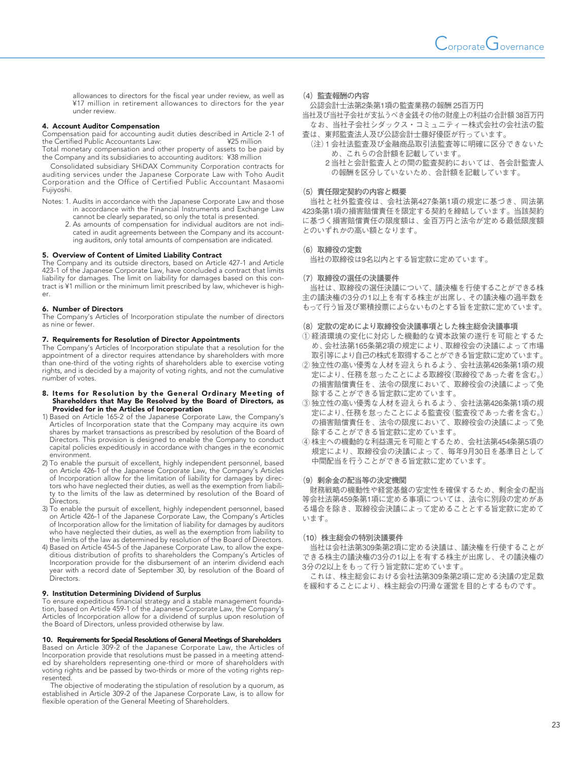allowances to directors for the fiscal year under review, as well as ¥17 million in retirement allowances to directors for the year under review.

#### 4. Account Auditor Compensation

Compensation paid for accounting audit duties described in Article 2-1 of the Certified Public Accountants Law: ¥25 million

Total monetary compensation and other property of assets to be paid by the Company and its subsidiaries to accounting auditors: ¥38 million

Consolidated subsidiary SHiDAX Community Corporation contracts for auditing services under the Japanese Corporate Law with Toho Audit Corporation and the Office of Certified Public Accountant Masaomi Fujiyoshi.

Notes: 1. Audits in accordance with the Japanese Corporate Law and those in accordance with the Financial Instruments and Exchange Law cannot be clearly separated, so only the total is presented.

2. As amounts of compensation for individual auditors are not indicated in audit agreements between the Company and its accounting auditors, only total amounts of compensation are indicated.

#### 5. Overview of Content of Limited Liability Contract

The Company and its outside directors, based on Article 427-1 and Article 423-1 of the Japanese Corporate Law, have concluded a contract that limits liability for damages. The limit on liability for damages based on this contract is ¥1 million or the minimum limit prescribed by law, whichever is higher.

#### 6. Number of Directors

The Company's Articles of Incorporation stipulate the number of directors as nine or fewer.

#### 7. Requirements for Resolution of Director Appointments

The Company's Articles of Incorporation stipulate that a resolution for the appointment of a director requires attendance by shareholders with more than one-third of the voting rights of shareholders able to exercise voting rights, and is decided by a majority of voting rights, and not the cumulative number of votes.

#### 8. Items for Resolution by the General Ordinary Meeting of Shareholders that May Be Resolved by the Board of Directors, as Provided for in the Articles of Incorporation

1) Based on Article 165-2 of the Japanese Corporate Law, the Company's Articles of Incorporation state that the Company may acquire its own shares by market transactions as prescribed by resolution of the Board of Directors. This provision is designed to enable the Company to conduct capital policies expeditiously in accordance with changes in the economic environment.
2) To enable the pursuit of excellent, highly independent personnel, based on Article 426-1 of the Japanese Corporate Law, the Company's Articles of Incorporation allow for the limitation of liability for damages by directors who have neglected their duties, as well as the exemption from liability to the limits of the law as determined by resolution of the Board of Directors.
3) To enable the pursuit of excellent, highly independent personnel, based on Article 426-1 of the Japanese Corporate Law, the Company's Articles of Incorporation allow for the limitation of liability for damages by auditors who have neglected their duties, as well as the exemption from liability to the limits of the law as determined by resolution of the Board of Directors.
4) Based on Article 454-5 of the Japanese Corporate Law, to allow the expeditious distribution of profits to shareholders the Company's Articles of Incorporation provide for the disbursement of an interim dividend each year with a record date of September 30, by resolution of the Board of Directors.

#### 9. Institution Determining Dividend of Surplus

To ensure expeditious financial strategy and a stable management foundation, based on Article 459-1 of the Japanese Corporate Law, the Company's Articles of Incorporation allow for a dividend of surplus upon resolution of the Board of Directors, unless provided otherwise by law.

#### 10. Requirements for Special Resolutions of General Meetings of Shareholders

Based on Article 309-2 of the Japanese Corporate Law, the Articles of Incorporation provide that resolutions must be passed in a meeting attended by shareholders representing one-third or more of shareholders with voting rights and be passed by two-thirds or more of the voting rights represented.

The objective of moderating the stipulation of resolution by a quorum, as established in Article 309-2 of the Japanese Corporate Law, is to allow for flexible operation of the General Meeting of Shareholders.

#### （4）監査報酬の内容

公認会計士法第2条第1項の監査業務の報酬 25百万円

当社及び当社子会社が支払うべき金銭その他の財産上の利益の合計額 38百万円

なお、当社子会社シダックス・コミュニティー株式会社の会社法の監査は、東邦監査法人及び公認会計士藤好優臣が行っています。

（注）1 会社法監査及び金融商品取引法監査等に明確に区分できないため、これらの合計額を記載しています。

2 当社と会計監査人との間の監査契約においては、各会計監査人の報酬を区分していないため、合計額を記載しています。

#### （5）責任限定契約の内容と概要

当社と社外監査役は、会社法第427条第1項の規定に基づき、同法第423条第1項の損害賠償責任を限定する契約を締結しています。当該契約に基づく損害賠償責任の限度額は、金百万円と法令が定める最低限度額とのいずれかの高い額となります。

#### （6）取締役の定数

当社の取締役は9名以内とする旨定款に定めています。

#### （7）取締役の選任の決議要件

当社は、取締役の選任決議について、議決権を行使することができる株主の議決権の3分の1以上を有する株主が出席し、その議決権の過半数をもって行う旨及び累積投票によらないものとする旨を定款に定めています。

#### （8）定款の定めにより取締役会決議事項とした株主総会決議事項

① 経済環境の変化に対応した機動的な資本政策の遂行を可能とするため、会社法第165条第2項の規定により、取締役会の決議によって市場取引等により自己の株式を取得することができる旨定款に定めています。

② 独立性の高い優秀な人材を迎えられるよう、会社法第426条第1項の規定により、任務を怠ったことによる取締役（取締役であった者を含む。）の損害賠償責任を、法令の限度において、取締役会の決議によって免除することができる旨定款に定めています。

③ 独立性の高い優秀な人材を迎えられるよう、会社法第426条第1項の規定により、任務を怠ったことによる監査役（監査役であった者を含む。）の損害賠償責任を、法令の限度において、取締役会の決議によって免除することができる旨定款に定めています。

④ 株主への機動的な利益還元を可能とするため、会社法第454条第5項の規定により、取締役会の決議によって、毎年9月30日を基準日として中間配当を行うことができる旨定款に定めています。

#### （9）剰余金の配当等の決定機関

財務戦略の機動性や経営基盤の安定性を確保するため、剰余金の配当等会社法第459条第1項に定める事項については、法令に別段の定めがある場合を除き、取締役会決議によって定めることとする旨定款に定めています。

#### （10）株主総会の特別決議要件

当社は会社法第309条第2項に定める決議は、議決権を行使することができる株主の議決権の3分の1以上を有する株主が出席し、その議決権の3分の2以上をもって行う旨定款に定めています。

これは、株主総会における会社法第309条第2項に定める決議の定足数を緩和することにより、株主総会の円滑な運営を目的とするものです。